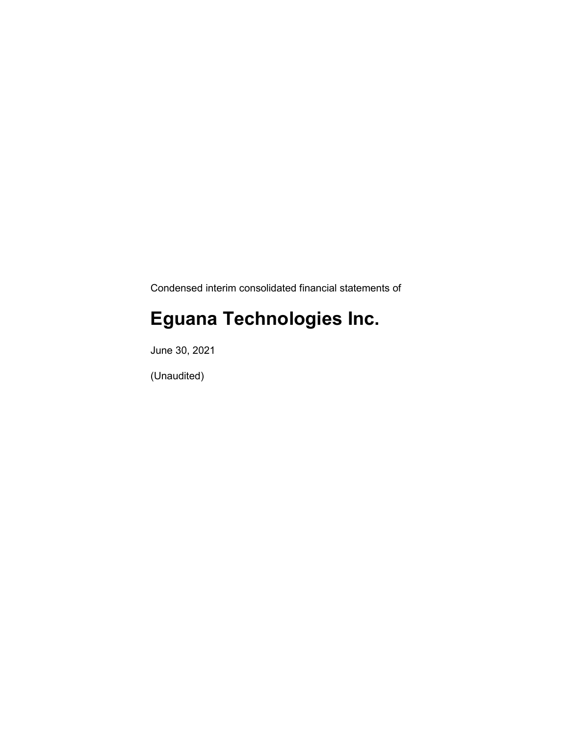Condensed interim consolidated financial statements of

# Eguana Technologies Inc.

June 30, 2021

(Unaudited)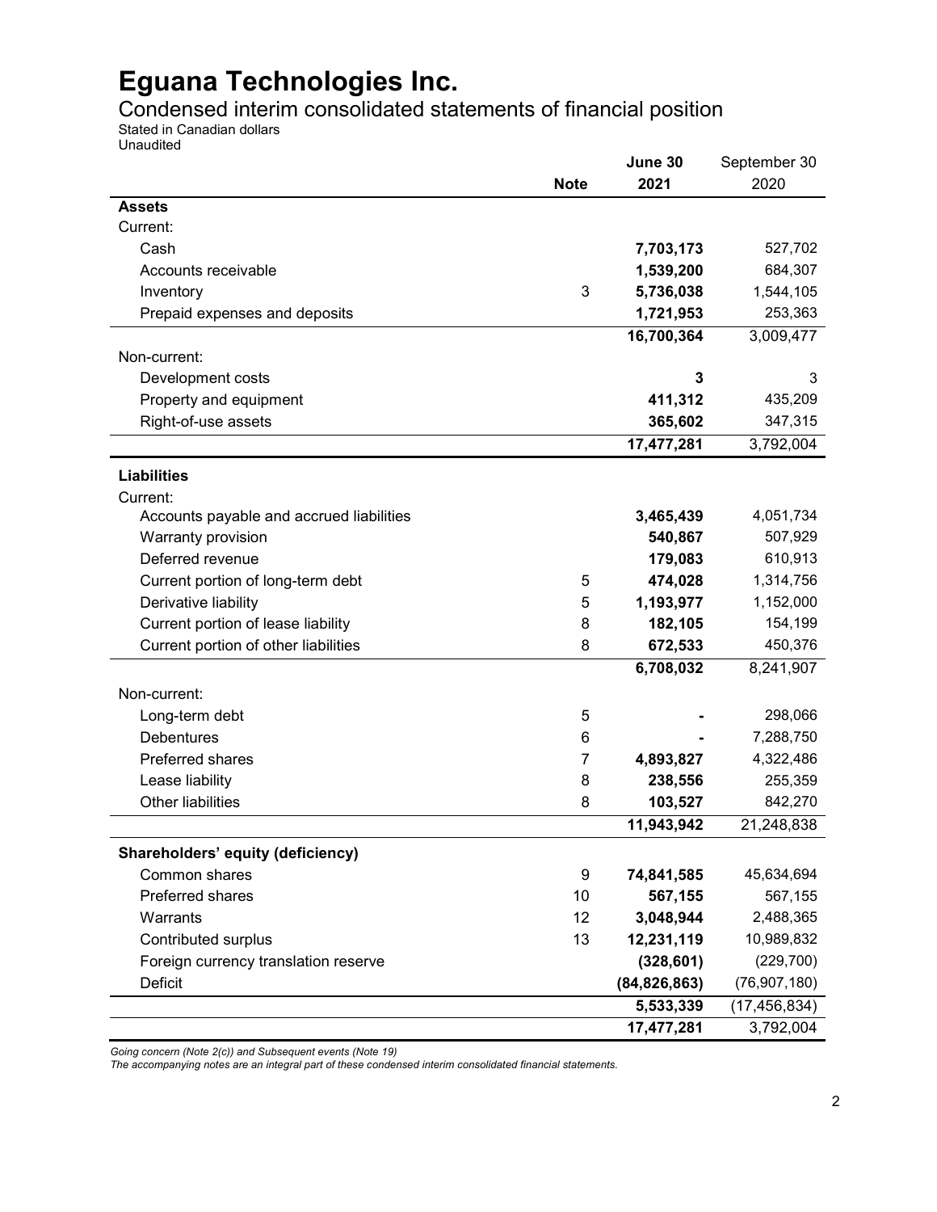# Eguana Technologies Inc.

## Condensed interim consolidated statements of financial position

Stated in Canadian dollars
Unaudited

| | Note | June 30 2021 | September 30 2020 |
|---|---|---|---|
| **Assets** | | | |
| Current: | | | |
| Cash | | **7,703,173** | 527,702 |
| Accounts receivable | | **1,539,200** | 684,307 |
| Inventory | 3 | **5,736,038** | 1,544,105 |
| Prepaid expenses and deposits | | **1,721,953** | 253,363 |
| | | **16,700,364** | 3,009,477 |
| Non-current: | | | |
| Development costs | | **3** | 3 |
| Property and equipment | | **411,312** | 435,209 |
| Right-of-use assets | | **365,602** | 347,315 |
| | | **17,477,281** | 3,792,004 |
| **Liabilities** | | | |
| Current: | | | |
| Accounts payable and accrued liabilities | | **3,465,439** | 4,051,734 |
| Warranty provision | | **540,867** | 507,929 |
| Deferred revenue | | **179,083** | 610,913 |
| Current portion of long-term debt | 5 | **474,028** | 1,314,756 |
| Derivative liability | 5 | **1,193,977** | 1,152,000 |
| Current portion of lease liability | 8 | **182,105** | 154,199 |
| Current portion of other liabilities | 8 | **672,533** | 450,376 |
| | | **6,708,032** | 8,241,907 |
| Non-current: | | | |
| Long-term debt | 5 | **-** | 298,066 |
| Debentures | 6 | **-** | 7,288,750 |
| Preferred shares | 7 | **4,893,827** | 4,322,486 |
| Lease liability | 8 | **238,556** | 255,359 |
| Other liabilities | 8 | **103,527** | 842,270 |
| | | **11,943,942** | 21,248,838 |
| **Shareholders' equity (deficiency)** | | | |
| Common shares | 9 | **74,841,585** | 45,634,694 |
| Preferred shares | 10 | **567,155** | 567,155 |
| Warrants | 12 | **3,048,944** | 2,488,365 |
| Contributed surplus | 13 | **12,231,119** | 10,989,832 |
| Foreign currency translation reserve | | **(328,601)** | (229,700) |
| Deficit | | **(84,826,863)** | (76,907,180) |
| | | **5,533,339** | (17,456,834) |
| | | **17,477,281** | 3,792,004 |

*Going concern (Note 2(c)) and Subsequent events (Note 19)*
*The accompanying notes are an integral part of these condensed interim consolidated financial statements.*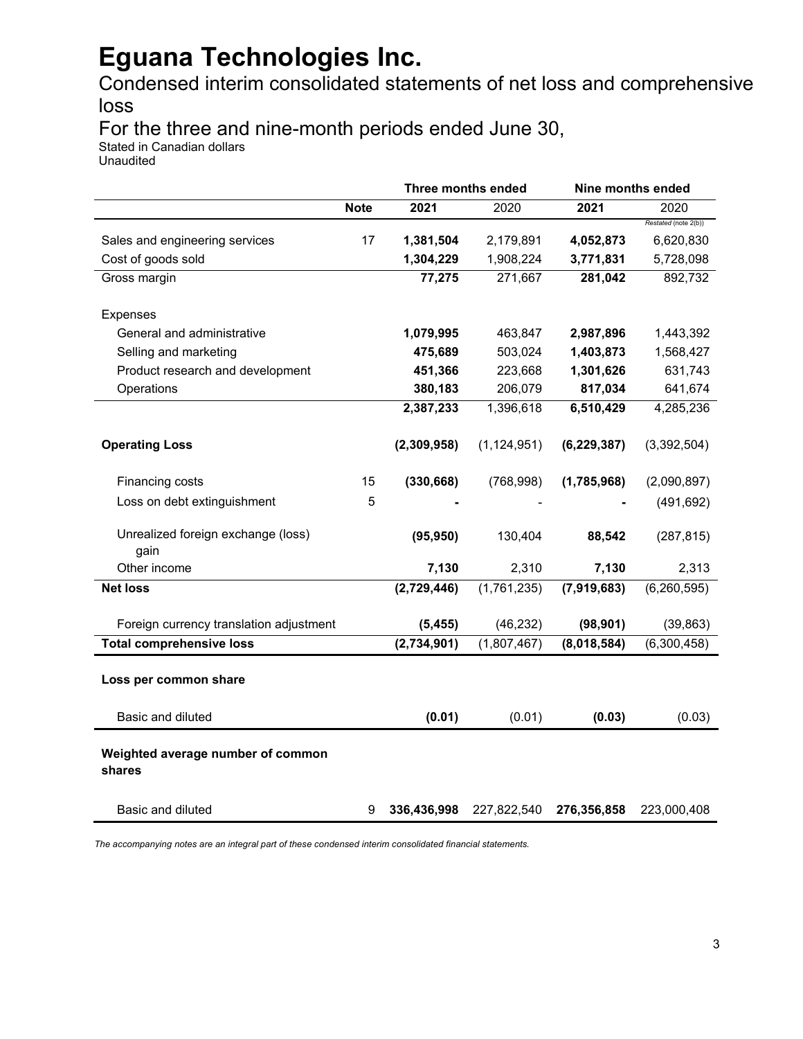# Eguana Technologies Inc.

## Condensed interim consolidated statements of net loss and comprehensive loss

## For the three and nine-month periods ended June 30,

Stated in Canadian dollars
Unaudited

| | | Three months ended | | Nine months ended | |
|---|---|---|---|---|---|
| | **Note** | **2021** | 2020 | **2021** | 2020 *Restated (note 2(b))* |
| Sales and engineering services | 17 | **1,381,504** | 2,179,891 | **4,052,873** | 6,620,830 |
| Cost of goods sold | | **1,304,229** | 1,908,224 | **3,771,831** | 5,728,098 |
| Gross margin | | **77,275** | 271,667 | **281,042** | 892,732 |
| Expenses | | | | | |
| General and administrative | | **1,079,995** | 463,847 | **2,987,896** | 1,443,392 |
| Selling and marketing | | **475,689** | 503,024 | **1,403,873** | 1,568,427 |
| Product research and development | | **451,366** | 223,668 | **1,301,626** | 631,743 |
| Operations | | **380,183** | 206,079 | **817,034** | 641,674 |
| | | **2,387,233** | 1,396,618 | **6,510,429** | 4,285,236 |
| **Operating Loss** | | **(2,309,958)** | (1,124,951) | **(6,229,387)** | (3,392,504) |
| Financing costs | 15 | **(330,668)** | (768,998) | **(1,785,968)** | (2,090,897) |
| Loss on debt extinguishment | 5 | **-** | - | **-** | (491,692) |
| Unrealized foreign exchange (loss) gain | | **(95,950)** | 130,404 | **88,542** | (287,815) |
| Other income | | **7,130** | 2,310 | **7,130** | 2,313 |
| **Net loss** | | **(2,729,446)** | (1,761,235) | **(7,919,683)** | (6,260,595) |
| Foreign currency translation adjustment | | **(5,455)** | (46,232) | **(98,901)** | (39,863) |
| **Total comprehensive loss** | | **(2,734,901)** | (1,807,467) | **(8,018,584)** | (6,300,458) |
| **Loss per common share** | | | | | |
| Basic and diluted | | **(0.01)** | (0.01) | **(0.03)** | (0.03) |
| **Weighted average number of common shares** | | | | | |
| Basic and diluted | 9 | **336,436,998** | 227,822,540 | **276,356,858** | 223,000,408 |

*The accompanying notes are an integral part of these condensed interim consolidated financial statements.*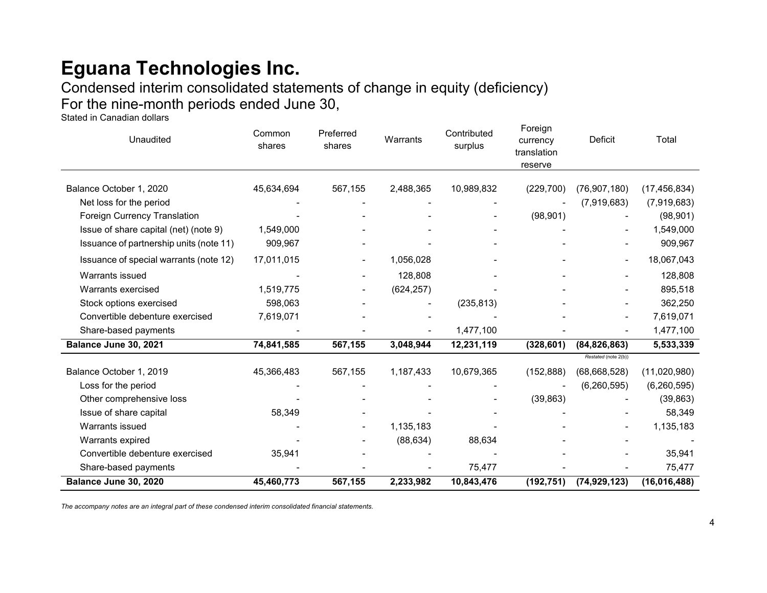# Eguana Technologies Inc.

## Condensed interim consolidated statements of change in equity (deficiency)

## For the nine-month periods ended June 30,

Stated in Canadian dollars

| Unaudited | Common shares | Preferred shares | Warrants | Contributed surplus | Foreign currency translation reserve | Deficit | Total |
|---|---|---|---|---|---|---|---|
| Balance October 1, 2020 | 45,634,694 | 567,155 | 2,488,365 | 10,989,832 | (229,700) | (76,907,180) | (17,456,834) |
| Net loss for the period | - | - | - | - | - | (7,919,683) | (7,919,683) |
| Foreign Currency Translation | - | - | - | - | (98,901) | - | (98,901) |
| Issue of share capital (net) (note 9) | 1,549,000 | - | - | - | - | - | 1,549,000 |
| Issuance of partnership units (note 11) | 909,967 | - | - | - | - | - | 909,967 |
| Issuance of special warrants (note 12) | 17,011,015 | - | 1,056,028 | - | - | - | 18,067,043 |
| Warrants issued | - | - | 128,808 | - | - | - | 128,808 |
| Warrants exercised | 1,519,775 | - | (624,257) | - | - | - | 895,518 |
| Stock options exercised | 598,063 | - | - | (235,813) | - | - | 362,250 |
| Convertible debenture exercised | 7,619,071 | - | - | - | - | - | 7,619,071 |
| Share-based payments | - | - | - | 1,477,100 | - | - | 1,477,100 |
| **Balance June 30, 2021** | **74,841,585** | **567,155** | **3,048,944** | **12,231,119** | **(328,601)** | **(84,826,863)** | **5,533,339** |
| | | | | | | *Restated (note 2(b))* | |
| Balance October 1, 2019 | 45,366,483 | 567,155 | 1,187,433 | 10,679,365 | (152,888) | (68,668,528) | (11,020,980) |
| Loss for the period | - | - | - | - | - | (6,260,595) | (6,260,595) |
| Other comprehensive loss | - | - | - | - | (39,863) | - | (39,863) |
| Issue of share capital | 58,349 | - | - | - | - | - | 58,349 |
| Warrants issued | - | - | 1,135,183 | - | - | - | 1,135,183 |
| Warrants expired | - | - | (88,634) | 88,634 | - | - | - |
| Convertible debenture exercised | 35,941 | - | - | - | - | - | 35,941 |
| Share-based payments | - | - | - | 75,477 | - | - | 75,477 |
| **Balance June 30, 2020** | **45,460,773** | **567,155** | **2,233,982** | **10,843,476** | **(192,751)** | **(74,929,123)** | **(16,016,488)** |

*The accompany notes are an integral part of these condensed interim consolidated financial statements.*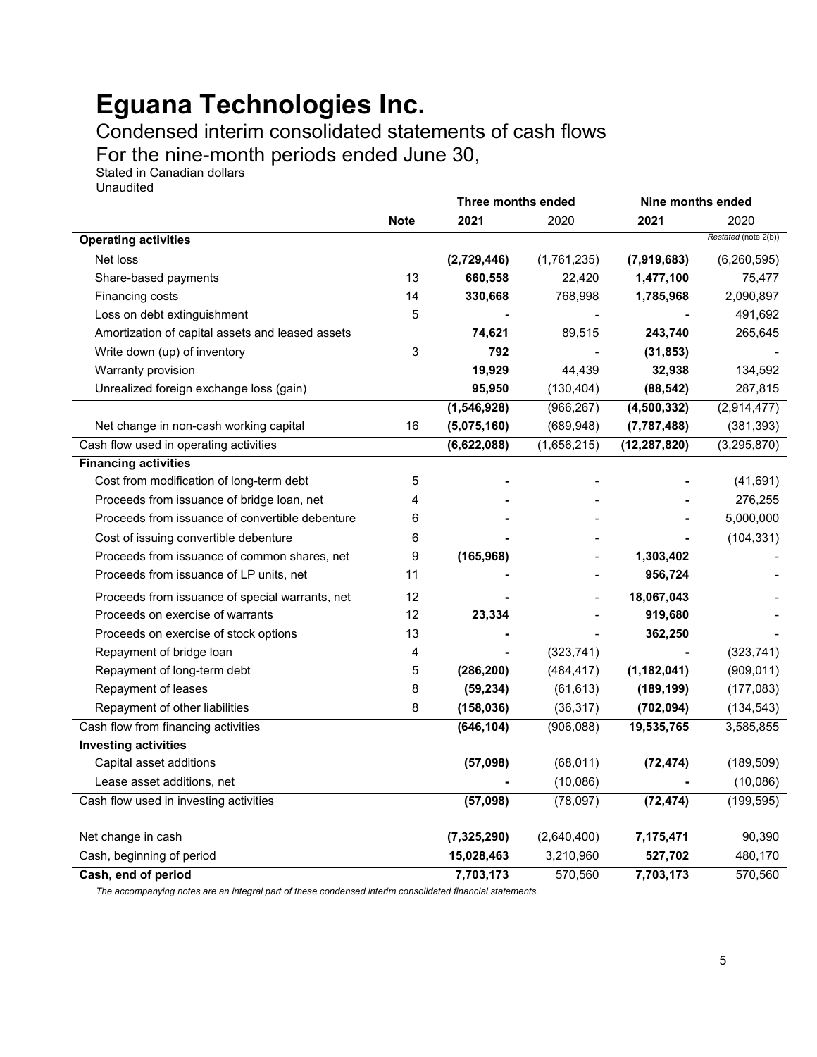# Eguana Technologies Inc.

## Condensed interim consolidated statements of cash flows

## For the nine-month periods ended June 30,

Stated in Canadian dollars
Unaudited

| | | Three months ended | | Nine months ended | |
|---|---|---|---|---|---|
| | **Note** | **2021** | 2020 | **2021** | 2020 |
| | | | | | *Restated (note 2(b))* |
| **Operating activities** | | | | | |
| Net loss | | **(2,729,446)** | (1,761,235) | **(7,919,683)** | (6,260,595) |
| Share-based payments | 13 | **660,558** | 22,420 | **1,477,100** | 75,477 |
| Financing costs | 14 | **330,668** | 768,998 | **1,785,968** | 2,090,897 |
| Loss on debt extinguishment | 5 | **-** | - | **-** | 491,692 |
| Amortization of capital assets and leased assets | | **74,621** | 89,515 | **243,740** | 265,645 |
| Write down (up) of inventory | 3 | **792** | - | **(31,853)** | - |
| Warranty provision | | **19,929** | 44,439 | **32,938** | 134,592 |
| Unrealized foreign exchange loss (gain) | | **95,950** | (130,404) | **(88,542)** | 287,815 |
| | | **(1,546,928)** | (966,267) | **(4,500,332)** | (2,914,477) |
| Net change in non-cash working capital | 16 | **(5,075,160)** | (689,948) | **(7,787,488)** | (381,393) |
| Cash flow used in operating activities | | **(6,622,088)** | (1,656,215) | **(12,287,820)** | (3,295,870) |
| **Financing activities** | | | | | |
| Cost from modification of long-term debt | 5 | **-** | - | **-** | (41,691) |
| Proceeds from issuance of bridge loan, net | 4 | **-** | - | **-** | 276,255 |
| Proceeds from issuance of convertible debenture | 6 | **-** | - | **-** | 5,000,000 |
| Cost of issuing convertible debenture | 6 | **-** | - | **-** | (104,331) |
| Proceeds from issuance of common shares, net | 9 | **(165,968)** | - | **1,303,402** | - |
| Proceeds from issuance of LP units, net | 11 | **-** | - | **956,724** | - |
| Proceeds from issuance of special warrants, net | 12 | **-** | - | **18,067,043** | - |
| Proceeds on exercise of warrants | 12 | **23,334** | - | **919,680** | - |
| Proceeds on exercise of stock options | 13 | **-** | - | **362,250** | - |
| Repayment of bridge loan | 4 | **-** | (323,741) | **-** | (323,741) |
| Repayment of long-term debt | 5 | **(286,200)** | (484,417) | **(1,182,041)** | (909,011) |
| Repayment of leases | 8 | **(59,234)** | (61,613) | **(189,199)** | (177,083) |
| Repayment of other liabilities | 8 | **(158,036)** | (36,317) | **(702,094)** | (134,543) |
| Cash flow from financing activities | | **(646,104)** | (906,088) | **19,535,765** | 3,585,855 |
| **Investing activities** | | | | | |
| Capital asset additions | | **(57,098)** | (68,011) | **(72,474)** | (189,509) |
| Lease asset additions, net | | **-** | (10,086) | **-** | (10,086) |
| Cash flow used in investing activities | | **(57,098)** | (78,097) | **(72,474)** | (199,595) |
| Net change in cash | | **(7,325,290)** | (2,640,400) | **7,175,471** | 90,390 |
| Cash, beginning of period | | **15,028,463** | 3,210,960 | **527,702** | 480,170 |
| **Cash, end of period** | | **7,703,173** | 570,560 | **7,703,173** | 570,560 |

*The accompanying notes are an integral part of these condensed interim consolidated financial statements.*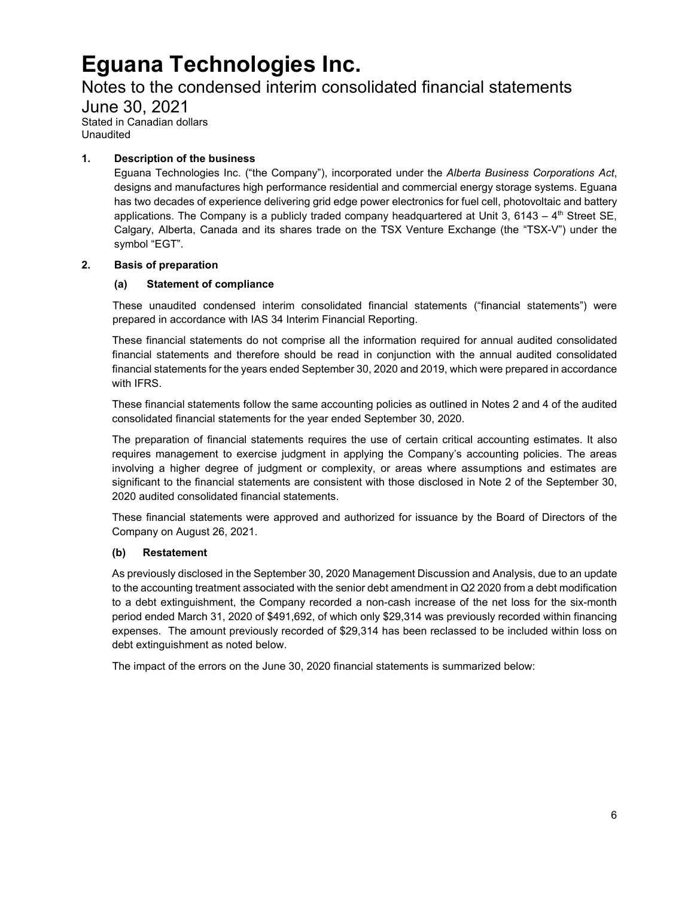# Eguana Technologies Inc.

## Notes to the condensed interim consolidated financial statements

## June 30, 2021

Stated in Canadian dollars
Unaudited

### 1. Description of the business

Eguana Technologies Inc. ("the Company"), incorporated under the *Alberta Business Corporations Act*, designs and manufactures high performance residential and commercial energy storage systems. Eguana has two decades of experience delivering grid edge power electronics for fuel cell, photovoltaic and battery applications. The Company is a publicly traded company headquartered at Unit 3, 6143 – 4th Street SE, Calgary, Alberta, Canada and its shares trade on the TSX Venture Exchange (the "TSX-V") under the symbol "EGT".

### 2. Basis of preparation

#### (a) Statement of compliance

These unaudited condensed interim consolidated financial statements ("financial statements") were prepared in accordance with IAS 34 Interim Financial Reporting.

These financial statements do not comprise all the information required for annual audited consolidated financial statements and therefore should be read in conjunction with the annual audited consolidated financial statements for the years ended September 30, 2020 and 2019, which were prepared in accordance with IFRS.

These financial statements follow the same accounting policies as outlined in Notes 2 and 4 of the audited consolidated financial statements for the year ended September 30, 2020.

The preparation of financial statements requires the use of certain critical accounting estimates. It also requires management to exercise judgment in applying the Company's accounting policies. The areas involving a higher degree of judgment or complexity, or areas where assumptions and estimates are significant to the financial statements are consistent with those disclosed in Note 2 of the September 30, 2020 audited consolidated financial statements.

These financial statements were approved and authorized for issuance by the Board of Directors of the Company on August 26, 2021.

#### (b) Restatement

As previously disclosed in the September 30, 2020 Management Discussion and Analysis, due to an update to the accounting treatment associated with the senior debt amendment in Q2 2020 from a debt modification to a debt extinguishment, the Company recorded a non-cash increase of the net loss for the six-month period ended March 31, 2020 of $491,692, of which only $29,314 was previously recorded within financing expenses. The amount previously recorded of $29,314 has been reclassed to be included within loss on debt extinguishment as noted below.

The impact of the errors on the June 30, 2020 financial statements is summarized below: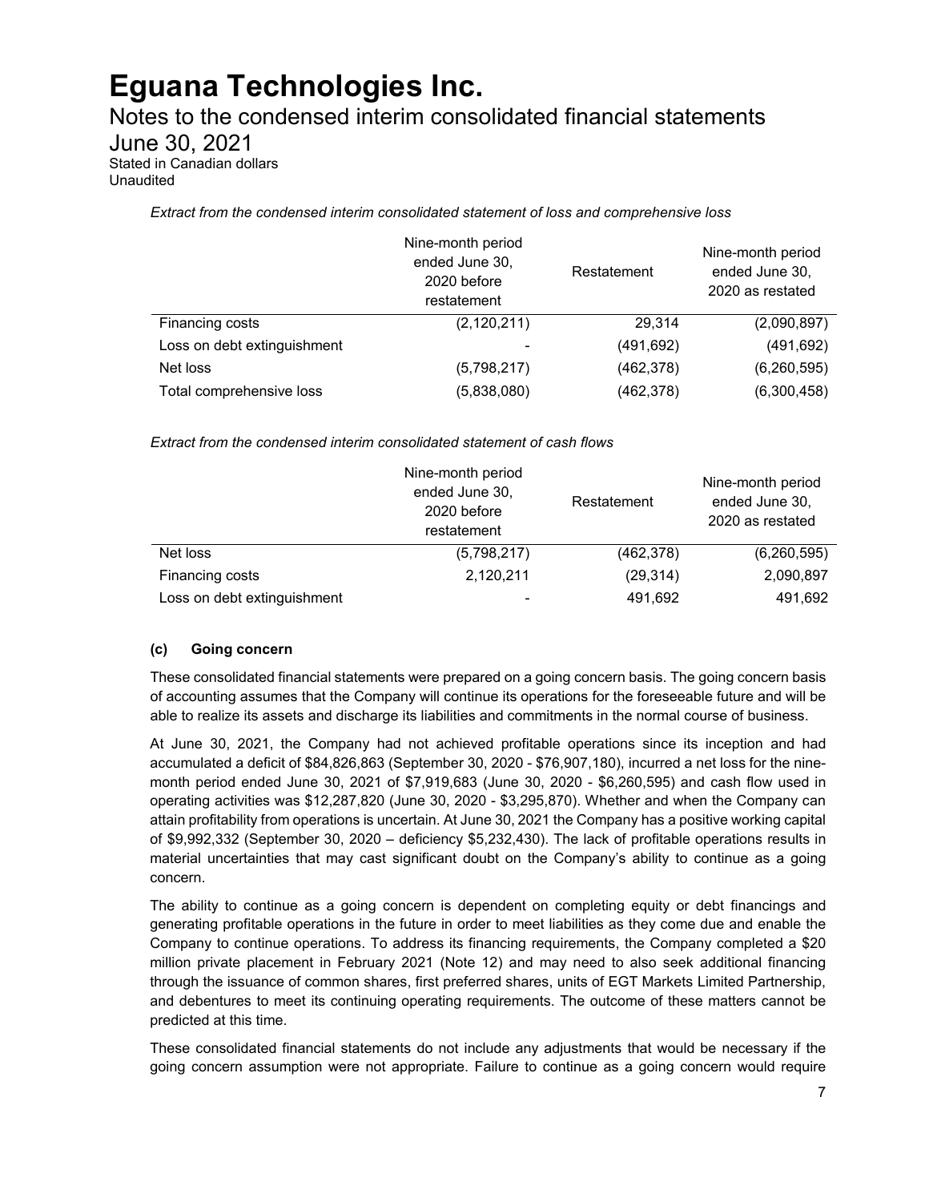*Extract from the condensed interim consolidated statement of loss and comprehensive loss*

| | Nine-month period ended June 30, 2020 before restatement | Restatement | Nine-month period ended June 30, 2020 as restated |
|---|---|---|---|
| Financing costs | (2,120,211) | 29,314 | (2,090,897) |
| Loss on debt extinguishment | - | (491,692) | (491,692) |
| Net loss | (5,798,217) | (462,378) | (6,260,595) |
| Total comprehensive loss | (5,838,080) | (462,378) | (6,300,458) |

*Extract from the condensed interim consolidated statement of cash flows*

| | Nine-month period ended June 30, 2020 before restatement | Restatement | Nine-month period ended June 30, 2020 as restated |
|---|---|---|---|
| Net loss | (5,798,217) | (462,378) | (6,260,595) |
| Financing costs | 2,120,211 | (29,314) | 2,090,897 |
| Loss on debt extinguishment | - | 491,692 | 491,692 |

**(c) Going concern**

These consolidated financial statements were prepared on a going concern basis. The going concern basis of accounting assumes that the Company will continue its operations for the foreseeable future and will be able to realize its assets and discharge its liabilities and commitments in the normal course of business.

At June 30, 2021, the Company had not achieved profitable operations since its inception and had accumulated a deficit of $84,826,863 (September 30, 2020 - $76,907,180), incurred a net loss for the nine-month period ended June 30, 2021 of $7,919,683 (June 30, 2020 - $6,260,595) and cash flow used in operating activities was $12,287,820 (June 30, 2020 - $3,295,870). Whether and when the Company can attain profitability from operations is uncertain. At June 30, 2021 the Company has a positive working capital of $9,992,332 (September 30, 2020 – deficiency $5,232,430). The lack of profitable operations results in material uncertainties that may cast significant doubt on the Company's ability to continue as a going concern.

The ability to continue as a going concern is dependent on completing equity or debt financings and generating profitable operations in the future in order to meet liabilities as they come due and enable the Company to continue operations. To address its financing requirements, the Company completed a $20 million private placement in February 2021 (Note 12) and may need to also seek additional financing through the issuance of common shares, first preferred shares, units of EGT Markets Limited Partnership, and debentures to meet its continuing operating requirements. The outcome of these matters cannot be predicted at this time.

These consolidated financial statements do not include any adjustments that would be necessary if the going concern assumption were not appropriate. Failure to continue as a going concern would require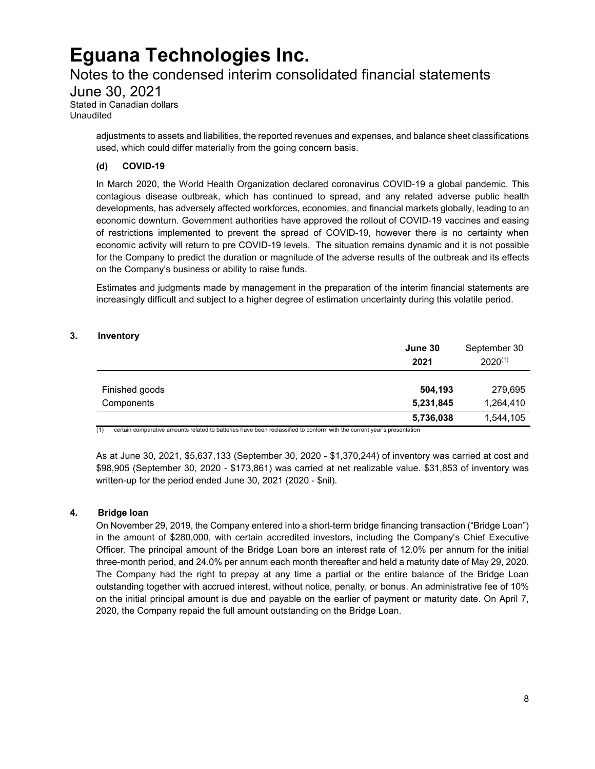adjustments to assets and liabilities, the reported revenues and expenses, and balance sheet classifications used, which could differ materially from the going concern basis.

### (d) COVID-19

In March 2020, the World Health Organization declared coronavirus COVID-19 a global pandemic. This contagious disease outbreak, which has continued to spread, and any related adverse public health developments, has adversely affected workforces, economies, and financial markets globally, leading to an economic downturn. Government authorities have approved the rollout of COVID-19 vaccines and easing of restrictions implemented to prevent the spread of COVID-19, however there is no certainty when economic activity will return to pre COVID-19 levels. The situation remains dynamic and it is not possible for the Company to predict the duration or magnitude of the adverse results of the outbreak and its effects on the Company's business or ability to raise funds.

Estimates and judgments made by management in the preparation of the interim financial statements are increasingly difficult and subject to a higher degree of estimation uncertainty during this volatile period.

## 3. Inventory

| | **June 30 2021** | September 30 2020[(1)] |
|---|---|---|
| Finished goods | **504,193** | 279,695 |
| Components | **5,231,845** | 1,264,410 |
| | **5,736,038** | 1,544,105 |

(1) certain comparative amounts related to batteries have been reclassified to conform with the current year's presentation

As at June 30, 2021, $5,637,133 (September 30, 2020 - $1,370,244) of inventory was carried at cost and $98,905 (September 30, 2020 - $173,861) was carried at net realizable value. $31,853 of inventory was written-up for the period ended June 30, 2021 (2020 - $nil).

## 4. Bridge loan

On November 29, 2019, the Company entered into a short-term bridge financing transaction ("Bridge Loan") in the amount of $280,000, with certain accredited investors, including the Company's Chief Executive Officer. The principal amount of the Bridge Loan bore an interest rate of 12.0% per annum for the initial three-month period, and 24.0% per annum each month thereafter and held a maturity date of May 29, 2020. The Company had the right to prepay at any time a partial or the entire balance of the Bridge Loan outstanding together with accrued interest, without notice, penalty, or bonus. An administrative fee of 10% on the initial principal amount is due and payable on the earlier of payment or maturity date. On April 7, 2020, the Company repaid the full amount outstanding on the Bridge Loan.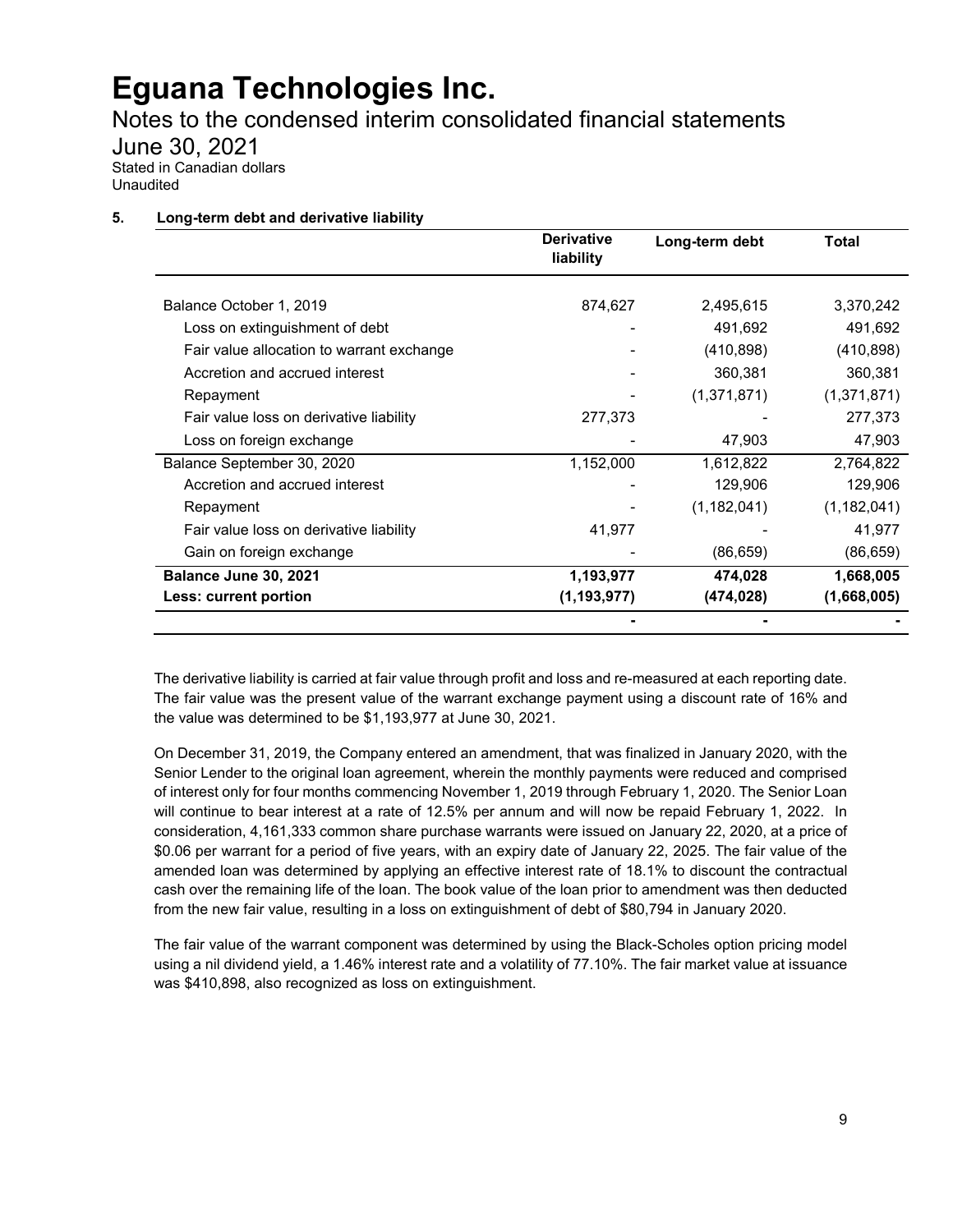# Eguana Technologies Inc.

Notes to the condensed interim consolidated financial statements

June 30, 2021

Stated in Canadian dollars

Unaudited

## 5. Long-term debt and derivative liability

| | Derivative liability | Long-term debt | Total |
|---|---|---|---|
| Balance October 1, 2019 | 874,627 | 2,495,615 | 3,370,242 |
| Loss on extinguishment of debt | - | 491,692 | 491,692 |
| Fair value allocation to warrant exchange | - | (410,898) | (410,898) |
| Accretion and accrued interest | - | 360,381 | 360,381 |
| Repayment | - | (1,371,871) | (1,371,871) |
| Fair value loss on derivative liability | 277,373 | - | 277,373 |
| Loss on foreign exchange | - | 47,903 | 47,903 |
| Balance September 30, 2020 | 1,152,000 | 1,612,822 | 2,764,822 |
| Accretion and accrued interest | - | 129,906 | 129,906 |
| Repayment | - | (1,182,041) | (1,182,041) |
| Fair value loss on derivative liability | 41,977 | - | 41,977 |
| Gain on foreign exchange | - | (86,659) | (86,659) |
| **Balance June 30, 2021** | **1,193,977** | **474,028** | **1,668,005** |
| **Less: current portion** | **(1,193,977)** | **(474,028)** | **(1,668,005)** |
| | **-** | **-** | **-** |

The derivative liability is carried at fair value through profit and loss and re-measured at each reporting date. The fair value was the present value of the warrant exchange payment using a discount rate of 16% and the value was determined to be $1,193,977 at June 30, 2021.

On December 31, 2019, the Company entered an amendment, that was finalized in January 2020, with the Senior Lender to the original loan agreement, wherein the monthly payments were reduced and comprised of interest only for four months commencing November 1, 2019 through February 1, 2020. The Senior Loan will continue to bear interest at a rate of 12.5% per annum and will now be repaid February 1, 2022. In consideration, 4,161,333 common share purchase warrants were issued on January 22, 2020, at a price of $0.06 per warrant for a period of five years, with an expiry date of January 22, 2025. The fair value of the amended loan was determined by applying an effective interest rate of 18.1% to discount the contractual cash over the remaining life of the loan. The book value of the loan prior to amendment was then deducted from the new fair value, resulting in a loss on extinguishment of debt of $80,794 in January 2020.

The fair value of the warrant component was determined by using the Black-Scholes option pricing model using a nil dividend yield, a 1.46% interest rate and a volatility of 77.10%. The fair market value at issuance was $410,898, also recognized as loss on extinguishment.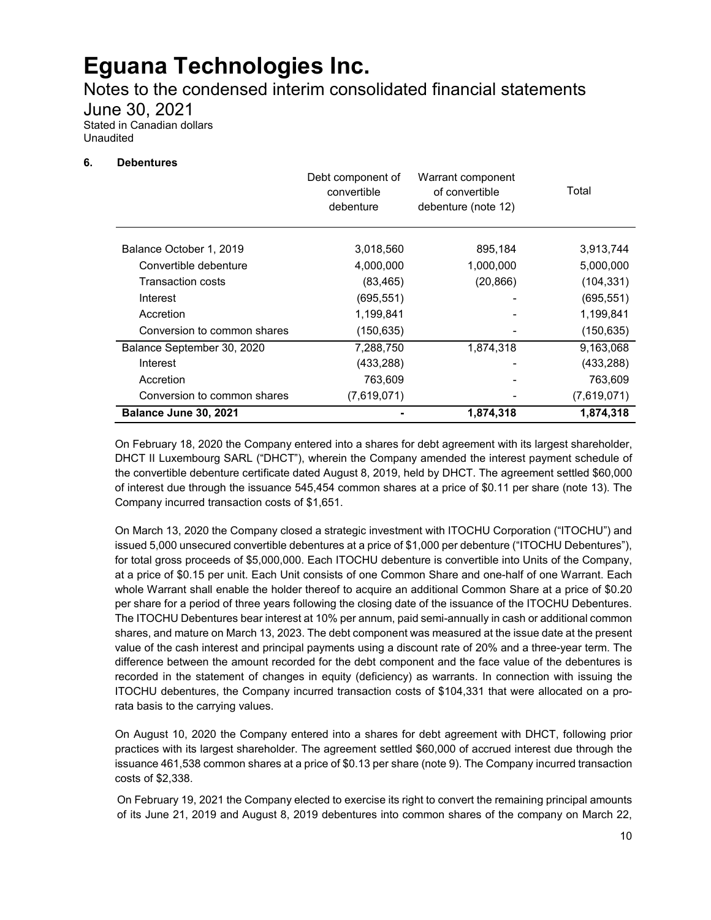# Eguana Technologies Inc.

Notes to the condensed interim consolidated financial statements

June 30, 2021

Stated in Canadian dollars

Unaudited

## 6. Debentures

| | Debt component of convertible debenture | Warrant component of convertible debenture (note 12) | Total |
|---|---|---|---|
| Balance October 1, 2019 | 3,018,560 | 895,184 | 3,913,744 |
| Convertible debenture | 4,000,000 | 1,000,000 | 5,000,000 |
| Transaction costs | (83,465) | (20,866) | (104,331) |
| Interest | (695,551) | - | (695,551) |
| Accretion | 1,199,841 | - | 1,199,841 |
| Conversion to common shares | (150,635) | - | (150,635) |
| Balance September 30, 2020 | 7,288,750 | 1,874,318 | 9,163,068 |
| Interest | (433,288) | - | (433,288) |
| Accretion | 763,609 | - | 763,609 |
| Conversion to common shares | (7,619,071) | - | (7,619,071) |
| **Balance June 30, 2021** | **-** | **1,874,318** | **1,874,318** |

On February 18, 2020 the Company entered into a shares for debt agreement with its largest shareholder, DHCT II Luxembourg SARL ("DHCT"), wherein the Company amended the interest payment schedule of the convertible debenture certificate dated August 8, 2019, held by DHCT. The agreement settled $60,000 of interest due through the issuance 545,454 common shares at a price of $0.11 per share (note 13). The Company incurred transaction costs of $1,651.

On March 13, 2020 the Company closed a strategic investment with ITOCHU Corporation ("ITOCHU") and issued 5,000 unsecured convertible debentures at a price of $1,000 per debenture ("ITOCHU Debentures"), for total gross proceeds of $5,000,000. Each ITOCHU debenture is convertible into Units of the Company, at a price of $0.15 per unit. Each Unit consists of one Common Share and one-half of one Warrant. Each whole Warrant shall enable the holder thereof to acquire an additional Common Share at a price of $0.20 per share for a period of three years following the closing date of the issuance of the ITOCHU Debentures. The ITOCHU Debentures bear interest at 10% per annum, paid semi-annually in cash or additional common shares, and mature on March 13, 2023. The debt component was measured at the issue date at the present value of the cash interest and principal payments using a discount rate of 20% and a three-year term. The difference between the amount recorded for the debt component and the face value of the debentures is recorded in the statement of changes in equity (deficiency) as warrants. In connection with issuing the ITOCHU debentures, the Company incurred transaction costs of $104,331 that were allocated on a pro-rata basis to the carrying values.

On August 10, 2020 the Company entered into a shares for debt agreement with DHCT, following prior practices with its largest shareholder. The agreement settled $60,000 of accrued interest due through the issuance 461,538 common shares at a price of $0.13 per share (note 9). The Company incurred transaction costs of $2,338.

On February 19, 2021 the Company elected to exercise its right to convert the remaining principal amounts of its June 21, 2019 and August 8, 2019 debentures into common shares of the company on March 22,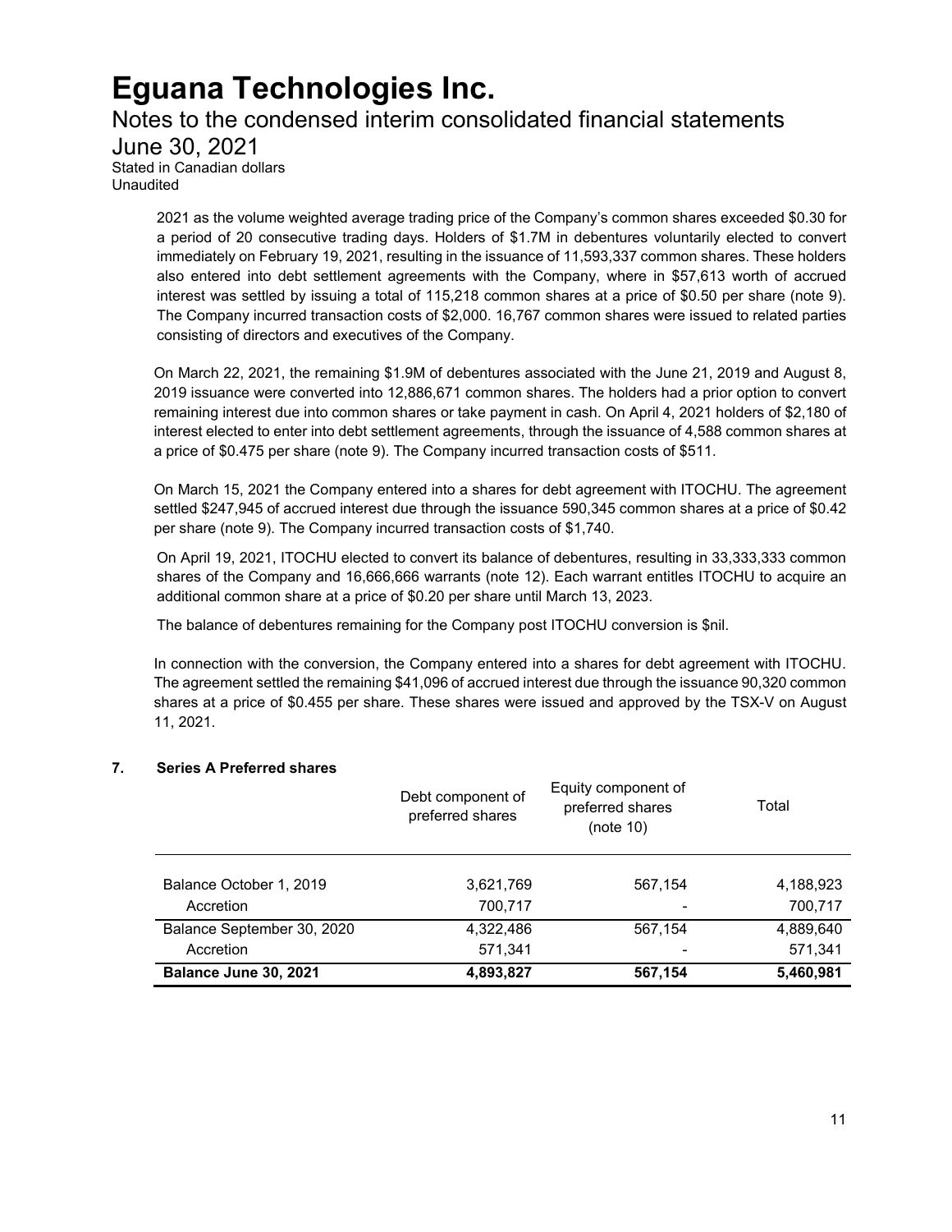2021 as the volume weighted average trading price of the Company's common shares exceeded $0.30 for a period of 20 consecutive trading days. Holders of $1.7M in debentures voluntarily elected to convert immediately on February 19, 2021, resulting in the issuance of 11,593,337 common shares. These holders also entered into debt settlement agreements with the Company, where in $57,613 worth of accrued interest was settled by issuing a total of 115,218 common shares at a price of $0.50 per share (note 9). The Company incurred transaction costs of $2,000. 16,767 common shares were issued to related parties consisting of directors and executives of the Company.

On March 22, 2021, the remaining $1.9M of debentures associated with the June 21, 2019 and August 8, 2019 issuance were converted into 12,886,671 common shares. The holders had a prior option to convert remaining interest due into common shares or take payment in cash. On April 4, 2021 holders of $2,180 of interest elected to enter into debt settlement agreements, through the issuance of 4,588 common shares at a price of $0.475 per share (note 9). The Company incurred transaction costs of $511.

On March 15, 2021 the Company entered into a shares for debt agreement with ITOCHU. The agreement settled $247,945 of accrued interest due through the issuance 590,345 common shares at a price of $0.42 per share (note 9). The Company incurred transaction costs of $1,740.

On April 19, 2021, ITOCHU elected to convert its balance of debentures, resulting in 33,333,333 common shares of the Company and 16,666,666 warrants (note 12). Each warrant entitles ITOCHU to acquire an additional common share at a price of $0.20 per share until March 13, 2023.

The balance of debentures remaining for the Company post ITOCHU conversion is $nil.

In connection with the conversion, the Company entered into a shares for debt agreement with ITOCHU. The agreement settled the remaining $41,096 of accrued interest due through the issuance 90,320 common shares at a price of $0.455 per share. These shares were issued and approved by the TSX-V on August 11, 2021.

## 7. Series A Preferred shares

| | Debt component of preferred shares | Equity component of preferred shares (note 10) | Total |
|---|---|---|---|
| Balance October 1, 2019 | 3,621,769 | 567,154 | 4,188,923 |
| Accretion | 700,717 | - | 700,717 |
| Balance September 30, 2020 | 4,322,486 | 567,154 | 4,889,640 |
| Accretion | 571,341 | - | 571,341 |
| **Balance June 30, 2021** | **4,893,827** | **567,154** | **5,460,981** |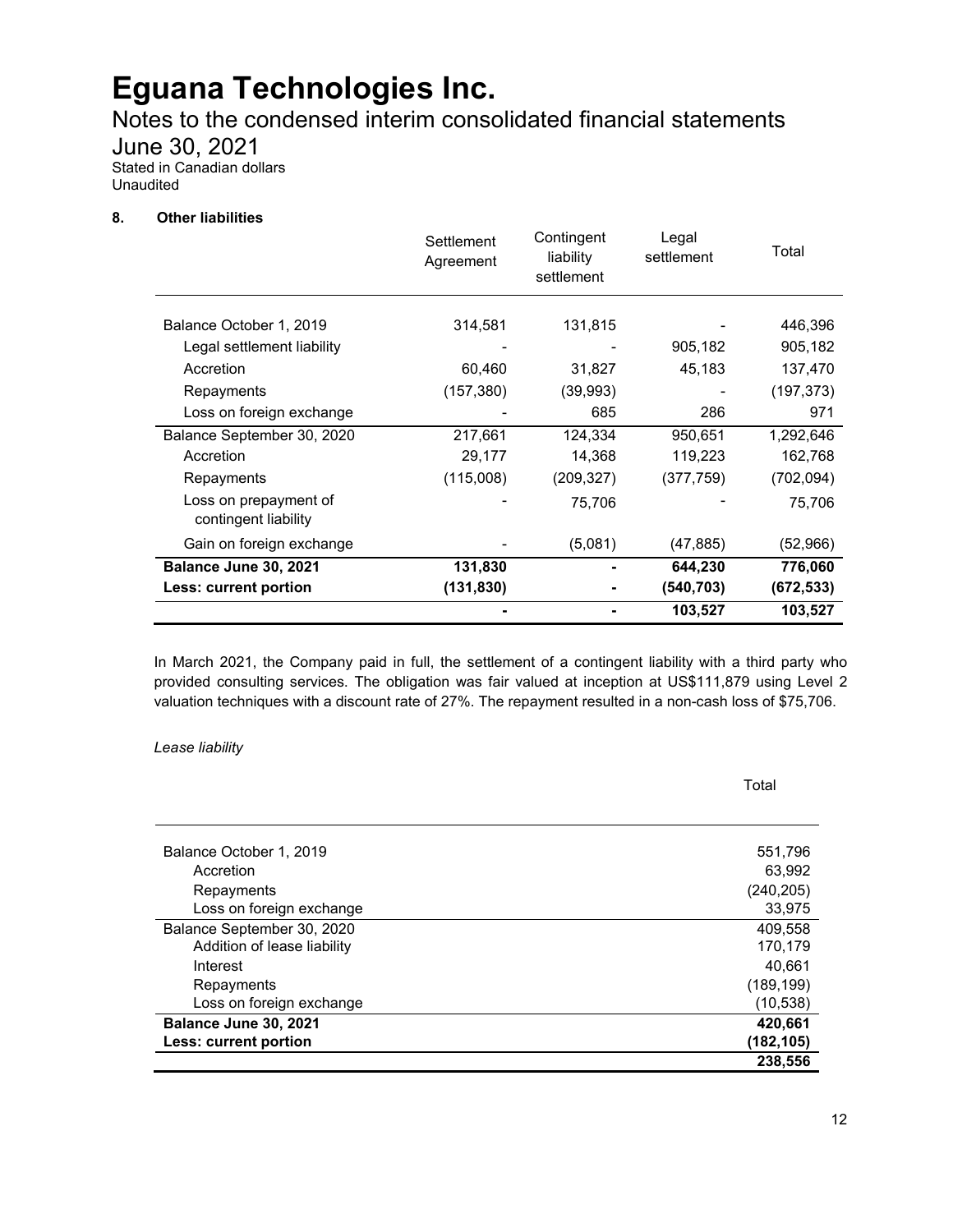# Eguana Technologies Inc.

Notes to the condensed interim consolidated financial statements
June 30, 2021
Stated in Canadian dollars
Unaudited

**8. Other liabilities**

| | Settlement Agreement | Contingent liability settlement | Legal settlement | Total |
|---|---|---|---|---|
| Balance October 1, 2019 | 314,581 | 131,815 | - | 446,396 |
| Legal settlement liability | - | - | 905,182 | 905,182 |
| Accretion | 60,460 | 31,827 | 45,183 | 137,470 |
| Repayments | (157,380) | (39,993) | - | (197,373) |
| Loss on foreign exchange | - | 685 | 286 | 971 |
| Balance September 30, 2020 | 217,661 | 124,334 | 950,651 | 1,292,646 |
| Accretion | 29,177 | 14,368 | 119,223 | 162,768 |
| Repayments | (115,008) | (209,327) | (377,759) | (702,094) |
| Loss on prepayment of contingent liability | - | 75,706 | | 75,706 |
| Gain on foreign exchange | - | (5,081) | (47,885) | (52,966) |
| **Balance June 30, 2021** | **131,830** | **-** | **644,230** | **776,060** |
| **Less: current portion** | **(131,830)** | **-** | **(540,703)** | **(672,533)** |
| | **-** | **-** | **103,527** | **103,527** |

In March 2021, the Company paid in full, the settlement of a contingent liability with a third party who provided consulting services. The obligation was fair valued at inception at US$111,879 using Level 2 valuation techniques with a discount rate of 27%. The repayment resulted in a non-cash loss of $75,706.

*Lease liability*

| | Total |
|---|---|
| Balance October 1, 2019 | 551,796 |
| Accretion | 63,992 |
| Repayments | (240,205) |
| Loss on foreign exchange | 33,975 |
| Balance September 30, 2020 | 409,558 |
| Addition of lease liability | 170,179 |
| Interest | 40,661 |
| Repayments | (189,199) |
| Loss on foreign exchange | (10,538) |
| **Balance June 30, 2021** | **420,661** |
| **Less: current portion** | **(182,105)** |
| | **238,556** |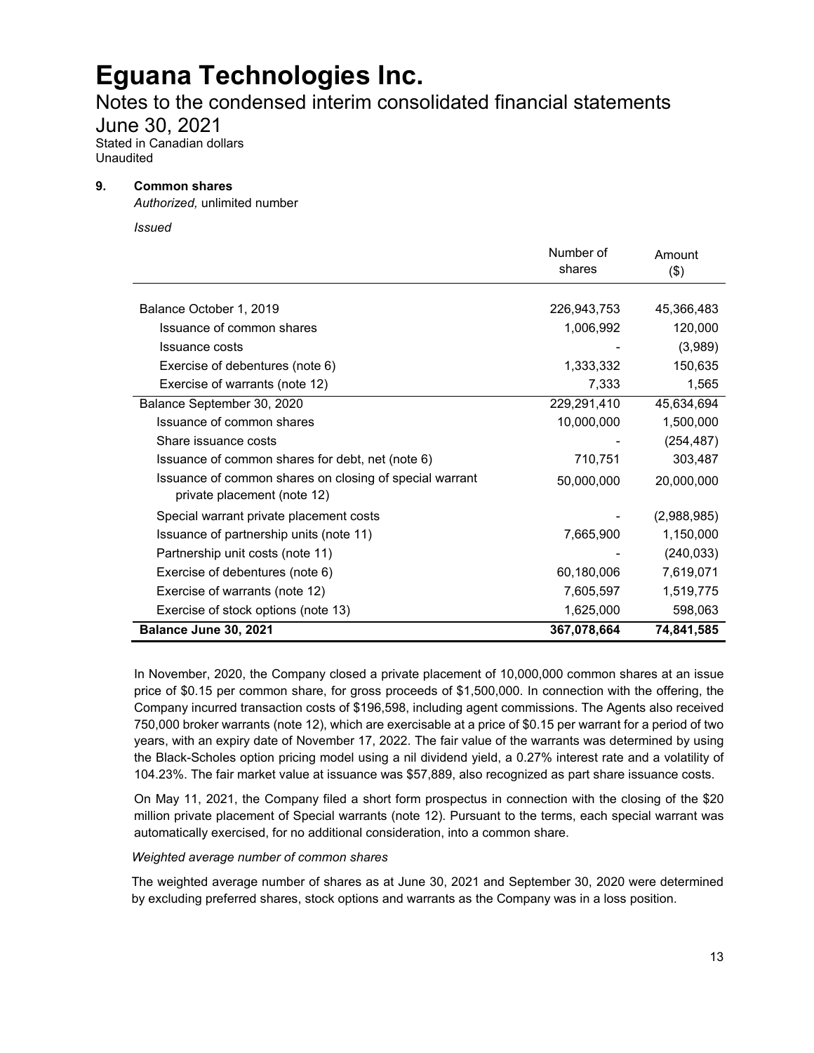# Eguana Technologies Inc.

## Notes to the condensed interim consolidated financial statements

## June 30, 2021

Stated in Canadian dollars
Unaudited

### 9. Common shares

*Authorized,* unlimited number

*Issued*

| | Number of shares | Amount ($) |
|---|---|---|
| Balance October 1, 2019 | 226,943,753 | 45,366,483 |
| Issuance of common shares | 1,006,992 | 120,000 |
| Issuance costs | - | (3,989) |
| Exercise of debentures (note 6) | 1,333,332 | 150,635 |
| Exercise of warrants (note 12) | 7,333 | 1,565 |
| Balance September 30, 2020 | 229,291,410 | 45,634,694 |
| Issuance of common shares | 10,000,000 | 1,500,000 |
| Share issuance costs | - | (254,487) |
| Issuance of common shares for debt, net (note 6) | 710,751 | 303,487 |
| Issuance of common shares on closing of special warrant private placement (note 12) | 50,000,000 | 20,000,000 |
| Special warrant private placement costs | - | (2,988,985) |
| Issuance of partnership units (note 11) | 7,665,900 | 1,150,000 |
| Partnership unit costs (note 11) | - | (240,033) |
| Exercise of debentures (note 6) | 60,180,006 | 7,619,071 |
| Exercise of warrants (note 12) | 7,605,597 | 1,519,775 |
| Exercise of stock options (note 13) | 1,625,000 | 598,063 |
| **Balance June 30, 2021** | **367,078,664** | **74,841,585** |

In November, 2020, the Company closed a private placement of 10,000,000 common shares at an issue price of $0.15 per common share, for gross proceeds of $1,500,000. In connection with the offering, the Company incurred transaction costs of $196,598, including agent commissions. The Agents also received 750,000 broker warrants (note 12), which are exercisable at a price of $0.15 per warrant for a period of two years, with an expiry date of November 17, 2022. The fair value of the warrants was determined by using the Black-Scholes option pricing model using a nil dividend yield, a 0.27% interest rate and a volatility of 104.23%. The fair market value at issuance was $57,889, also recognized as part share issuance costs.

On May 11, 2021, the Company filed a short form prospectus in connection with the closing of the $20 million private placement of Special warrants (note 12). Pursuant to the terms, each special warrant was automatically exercised, for no additional consideration, into a common share.

*Weighted average number of common shares*

The weighted average number of shares as at June 30, 2021 and September 30, 2020 were determined by excluding preferred shares, stock options and warrants as the Company was in a loss position.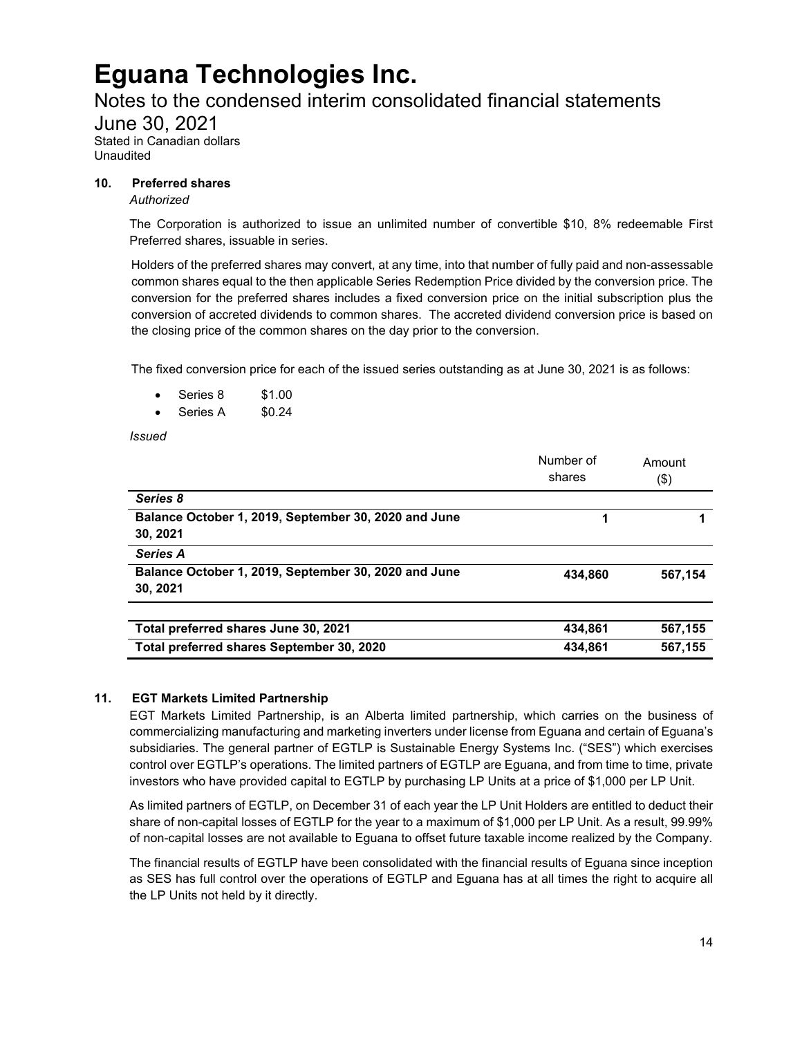# Eguana Technologies Inc.

Notes to the condensed interim consolidated financial statements
June 30, 2021
Stated in Canadian dollars
Unaudited

## 10. Preferred shares

*Authorized*

The Corporation is authorized to issue an unlimited number of convertible $10, 8% redeemable First Preferred shares, issuable in series.

Holders of the preferred shares may convert, at any time, into that number of fully paid and non-assessable common shares equal to the then applicable Series Redemption Price divided by the conversion price. The conversion for the preferred shares includes a fixed conversion price on the initial subscription plus the conversion of accreted dividends to common shares. The accreted dividend conversion price is based on the closing price of the common shares on the day prior to the conversion.

The fixed conversion price for each of the issued series outstanding as at June 30, 2021 is as follows:

- Series 8 $1.00
- Series A $0.24

*Issued*

| | Number of shares | Amount ($) |
|---|---|---|
| ***Series 8*** | | |
| **Balance October 1, 2019, September 30, 2020 and June 30, 2021** | **1** | **1** |
| ***Series A*** | | |
| **Balance October 1, 2019, September 30, 2020 and June 30, 2021** | **434,860** | **567,154** |
| **Total preferred shares June 30, 2021** | **434,861** | **567,155** |
| **Total preferred shares September 30, 2020** | **434,861** | **567,155** |

## 11. EGT Markets Limited Partnership

EGT Markets Limited Partnership, is an Alberta limited partnership, which carries on the business of commercializing manufacturing and marketing inverters under license from Eguana and certain of Eguana's subsidiaries. The general partner of EGTLP is Sustainable Energy Systems Inc. ("SES") which exercises control over EGTLP's operations. The limited partners of EGTLP are Eguana, and from time to time, private investors who have provided capital to EGTLP by purchasing LP Units at a price of $1,000 per LP Unit.

As limited partners of EGTLP, on December 31 of each year the LP Unit Holders are entitled to deduct their share of non-capital losses of EGTLP for the year to a maximum of $1,000 per LP Unit. As a result, 99.99% of non-capital losses are not available to Eguana to offset future taxable income realized by the Company.

The financial results of EGTLP have been consolidated with the financial results of Eguana since inception as SES has full control over the operations of EGTLP and Eguana has at all times the right to acquire all the LP Units not held by it directly.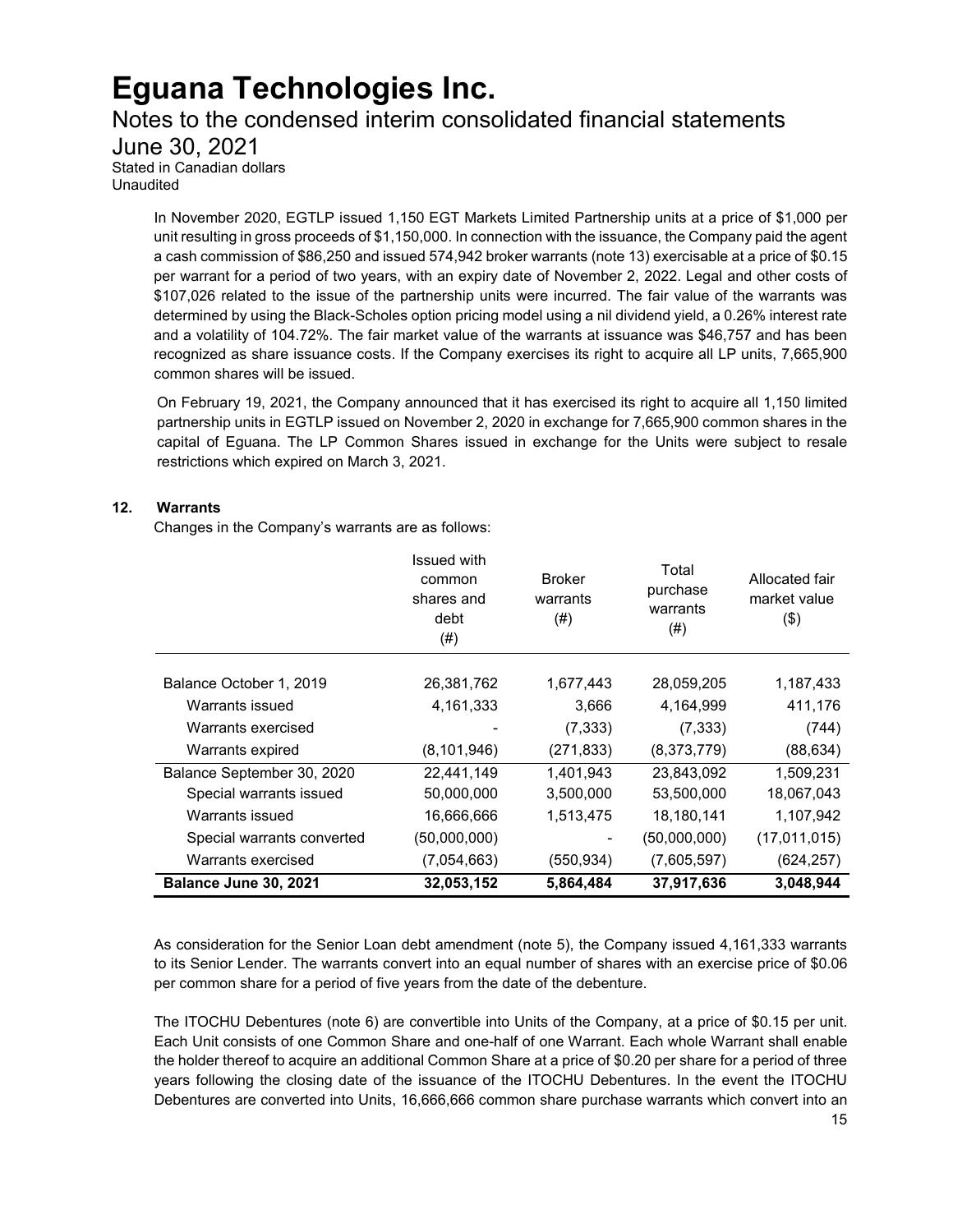In November 2020, EGTLP issued 1,150 EGT Markets Limited Partnership units at a price of $1,000 per unit resulting in gross proceeds of $1,150,000. In connection with the issuance, the Company paid the agent a cash commission of $86,250 and issued 574,942 broker warrants (note 13) exercisable at a price of $0.15 per warrant for a period of two years, with an expiry date of November 2, 2022. Legal and other costs of $107,026 related to the issue of the partnership units were incurred. The fair value of the warrants was determined by using the Black-Scholes option pricing model using a nil dividend yield, a 0.26% interest rate and a volatility of 104.72%. The fair market value of the warrants at issuance was $46,757 and has been recognized as share issuance costs. If the Company exercises its right to acquire all LP units, 7,665,900 common shares will be issued.

On February 19, 2021, the Company announced that it has exercised its right to acquire all 1,150 limited partnership units in EGTLP issued on November 2, 2020 in exchange for 7,665,900 common shares in the capital of Eguana. The LP Common Shares issued in exchange for the Units were subject to resale restrictions which expired on March 3, 2021.

## 12. Warrants

Changes in the Company's warrants are as follows:

| | Issued with common shares and debt (#) | Broker warrants (#) | Total purchase warrants (#) | Allocated fair market value ($) |
|---|---|---|---|---|
| Balance October 1, 2019 | 26,381,762 | 1,677,443 | 28,059,205 | 1,187,433 |
| Warrants issued | 4,161,333 | 3,666 | 4,164,999 | 411,176 |
| Warrants exercised | - | (7,333) | (7,333) | (744) |
| Warrants expired | (8,101,946) | (271,833) | (8,373,779) | (88,634) |
| Balance September 30, 2020 | 22,441,149 | 1,401,943 | 23,843,092 | 1,509,231 |
| Special warrants issued | 50,000,000 | 3,500,000 | 53,500,000 | 18,067,043 |
| Warrants issued | 16,666,666 | 1,513,475 | 18,180,141 | 1,107,942 |
| Special warrants converted | (50,000,000) | - | (50,000,000) | (17,011,015) |
| Warrants exercised | (7,054,663) | (550,934) | (7,605,597) | (624,257) |
| **Balance June 30, 2021** | **32,053,152** | **5,864,484** | **37,917,636** | **3,048,944** |

As consideration for the Senior Loan debt amendment (note 5), the Company issued 4,161,333 warrants to its Senior Lender. The warrants convert into an equal number of shares with an exercise price of $0.06 per common share for a period of five years from the date of the debenture.

The ITOCHU Debentures (note 6) are convertible into Units of the Company, at a price of $0.15 per unit. Each Unit consists of one Common Share and one-half of one Warrant. Each whole Warrant shall enable the holder thereof to acquire an additional Common Share at a price of $0.20 per share for a period of three years following the closing date of the issuance of the ITOCHU Debentures. In the event the ITOCHU Debentures are converted into Units, 16,666,666 common share purchase warrants which convert into an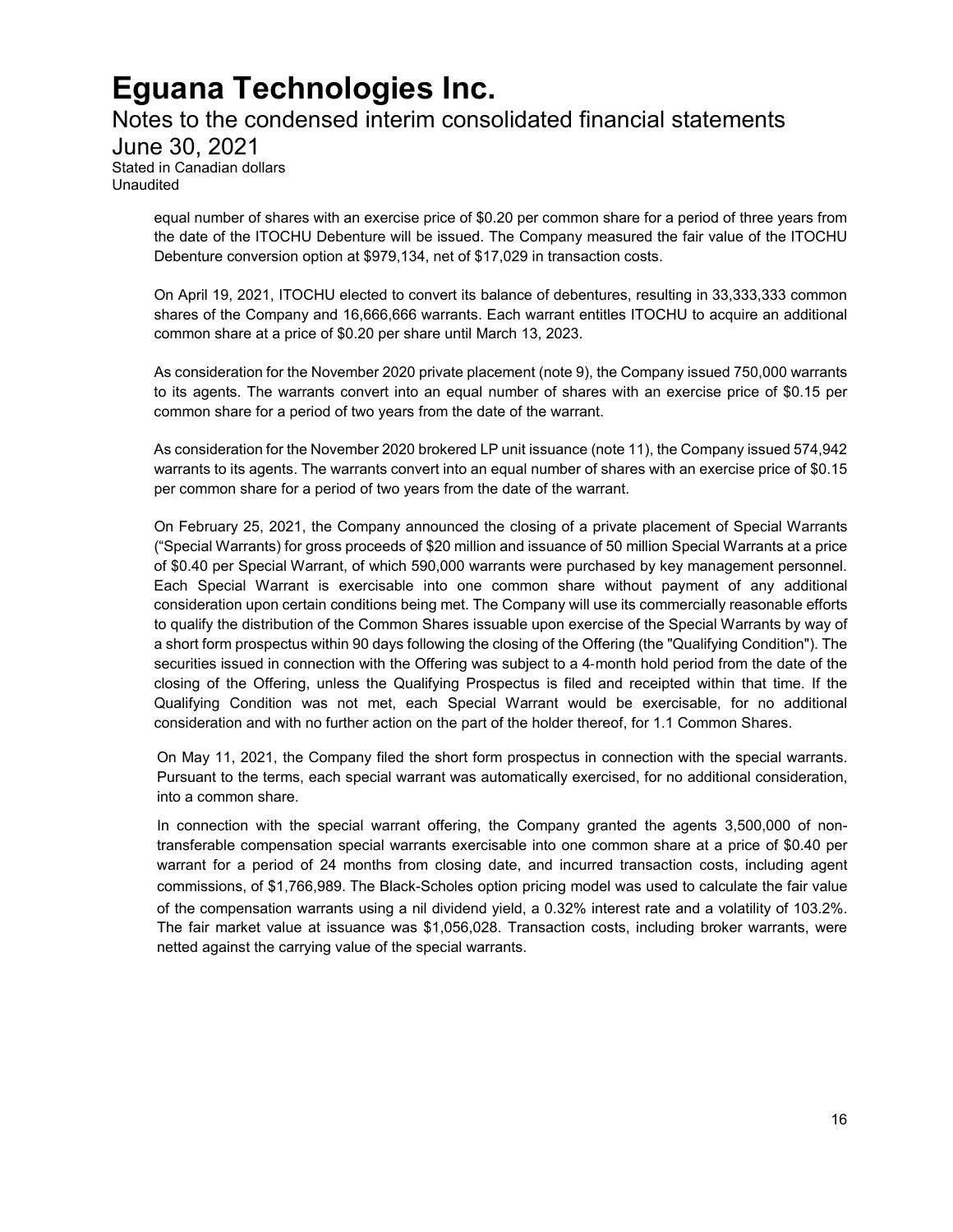equal number of shares with an exercise price of $0.20 per common share for a period of three years from the date of the ITOCHU Debenture will be issued. The Company measured the fair value of the ITOCHU Debenture conversion option at $979,134, net of $17,029 in transaction costs.

On April 19, 2021, ITOCHU elected to convert its balance of debentures, resulting in 33,333,333 common shares of the Company and 16,666,666 warrants. Each warrant entitles ITOCHU to acquire an additional common share at a price of $0.20 per share until March 13, 2023.

As consideration for the November 2020 private placement (note 9), the Company issued 750,000 warrants to its agents. The warrants convert into an equal number of shares with an exercise price of $0.15 per common share for a period of two years from the date of the warrant.

As consideration for the November 2020 brokered LP unit issuance (note 11), the Company issued 574,942 warrants to its agents. The warrants convert into an equal number of shares with an exercise price of $0.15 per common share for a period of two years from the date of the warrant.

On February 25, 2021, the Company announced the closing of a private placement of Special Warrants ("Special Warrants) for gross proceeds of $20 million and issuance of 50 million Special Warrants at a price of $0.40 per Special Warrant, of which 590,000 warrants were purchased by key management personnel. Each Special Warrant is exercisable into one common share without payment of any additional consideration upon certain conditions being met. The Company will use its commercially reasonable efforts to qualify the distribution of the Common Shares issuable upon exercise of the Special Warrants by way of a short form prospectus within 90 days following the closing of the Offering (the "Qualifying Condition"). The securities issued in connection with the Offering was subject to a 4-month hold period from the date of the closing of the Offering, unless the Qualifying Prospectus is filed and receipted within that time. If the Qualifying Condition was not met, each Special Warrant would be exercisable, for no additional consideration and with no further action on the part of the holder thereof, for 1.1 Common Shares.

On May 11, 2021, the Company filed the short form prospectus in connection with the special warrants. Pursuant to the terms, each special warrant was automatically exercised, for no additional consideration, into a common share.

In connection with the special warrant offering, the Company granted the agents 3,500,000 of non-transferable compensation special warrants exercisable into one common share at a price of $0.40 per warrant for a period of 24 months from closing date, and incurred transaction costs, including agent commissions, of $1,766,989. The Black-Scholes option pricing model was used to calculate the fair value of the compensation warrants using a nil dividend yield, a 0.32% interest rate and a volatility of 103.2%. The fair market value at issuance was $1,056,028. Transaction costs, including broker warrants, were netted against the carrying value of the special warrants.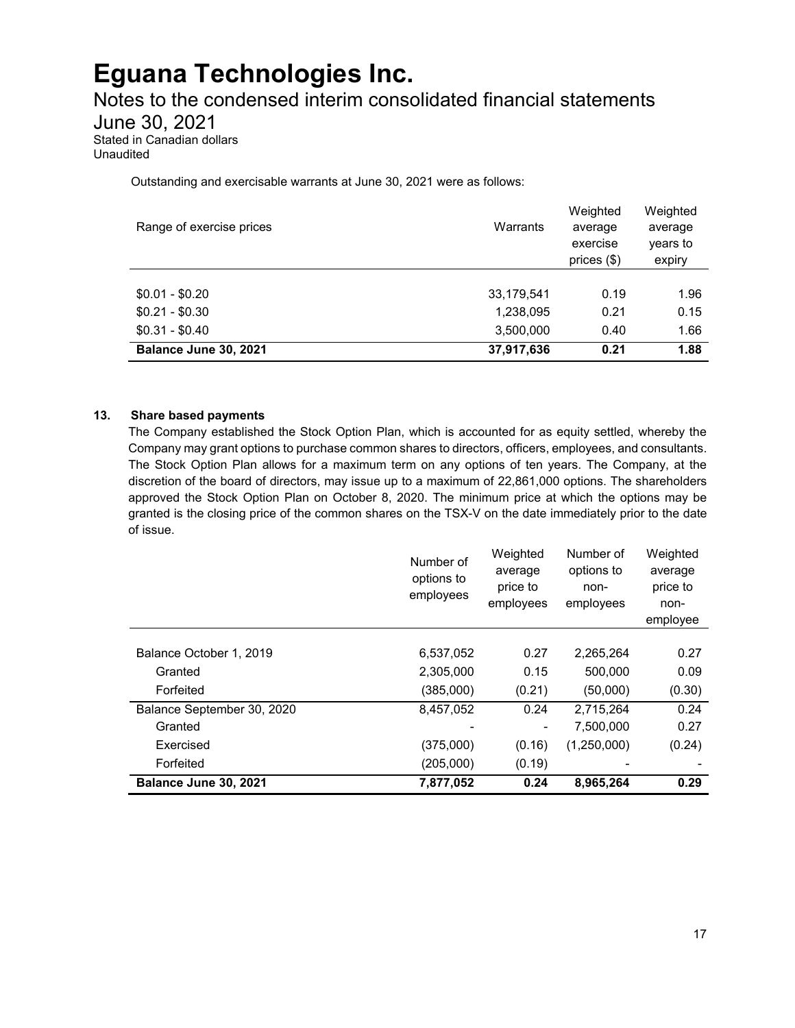# Eguana Technologies Inc.

Notes to the condensed interim consolidated financial statements
June 30, 2021
Stated in Canadian dollars
Unaudited

Outstanding and exercisable warrants at June 30, 2021 were as follows:

| Range of exercise prices | Warrants | Weighted average exercise prices ($) | Weighted average years to expiry |
|---|---|---|---|
| $0.01 - $0.20 | 33,179,541 | 0.19 | 1.96 |
| $0.21 - $0.30 | 1,238,095 | 0.21 | 0.15 |
| $0.31 - $0.40 | 3,500,000 | 0.40 | 1.66 |
| **Balance June 30, 2021** | **37,917,636** | **0.21** | **1.88** |

**13. Share based payments**

The Company established the Stock Option Plan, which is accounted for as equity settled, whereby the Company may grant options to purchase common shares to directors, officers, employees, and consultants. The Stock Option Plan allows for a maximum term on any options of ten years. The Company, at the discretion of the board of directors, may issue up to a maximum of 22,861,000 options. The shareholders approved the Stock Option Plan on October 8, 2020. The minimum price at which the options may be granted is the closing price of the common shares on the TSX-V on the date immediately prior to the date of issue.

| | Number of options to employees | Weighted average price to employees | Number of options to non-employees | Weighted average price to non-employee |
|---|---|---|---|---|
| Balance October 1, 2019 | 6,537,052 | 0.27 | 2,265,264 | 0.27 |
| Granted | 2,305,000 | 0.15 | 500,000 | 0.09 |
| Forfeited | (385,000) | (0.21) | (50,000) | (0.30) |
| Balance September 30, 2020 | 8,457,052 | 0.24 | 2,715,264 | 0.24 |
| Granted | - | - | 7,500,000 | 0.27 |
| Exercised | (375,000) | (0.16) | (1,250,000) | (0.24) |
| Forfeited | (205,000) | (0.19) | - | - |
| **Balance June 30, 2021** | **7,877,052** | **0.24** | **8,965,264** | **0.29** |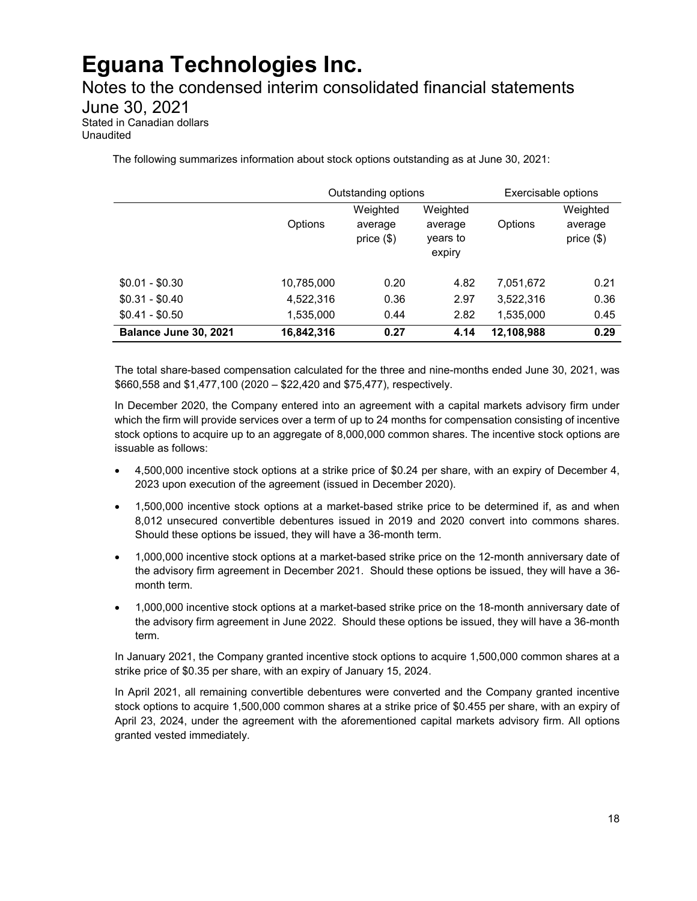The following summarizes information about stock options outstanding as at June 30, 2021:

| | Outstanding options | | | Exercisable options | |
|---|---|---|---|---|---|
| | Options | Weighted average price ($) | Weighted average years to expiry | Options | Weighted average price ($) |
| $0.01 - $0.30 | 10,785,000 | 0.20 | 4.82 | 7,051,672 | 0.21 |
| $0.31 - $0.40 | 4,522,316 | 0.36 | 2.97 | 3,522,316 | 0.36 |
| $0.41 - $0.50 | 1,535,000 | 0.44 | 2.82 | 1,535,000 | 0.45 |
| **Balance June 30, 2021** | **16,842,316** | **0.27** | **4.14** | **12,108,988** | **0.29** |

The total share-based compensation calculated for the three and nine-months ended June 30, 2021, was $660,558 and $1,477,100 (2020 – $22,420 and $75,477), respectively.

In December 2020, the Company entered into an agreement with a capital markets advisory firm under which the firm will provide services over a term of up to 24 months for compensation consisting of incentive stock options to acquire up to an aggregate of 8,000,000 common shares. The incentive stock options are issuable as follows:

- 4,500,000 incentive stock options at a strike price of $0.24 per share, with an expiry of December 4, 2023 upon execution of the agreement (issued in December 2020).
- 1,500,000 incentive stock options at a market-based strike price to be determined if, as and when 8,012 unsecured convertible debentures issued in 2019 and 2020 convert into commons shares. Should these options be issued, they will have a 36-month term.
- 1,000,000 incentive stock options at a market-based strike price on the 12-month anniversary date of the advisory firm agreement in December 2021. Should these options be issued, they will have a 36-month term.
- 1,000,000 incentive stock options at a market-based strike price on the 18-month anniversary date of the advisory firm agreement in June 2022. Should these options be issued, they will have a 36-month term.

In January 2021, the Company granted incentive stock options to acquire 1,500,000 common shares at a strike price of $0.35 per share, with an expiry of January 15, 2024.

In April 2021, all remaining convertible debentures were converted and the Company granted incentive stock options to acquire 1,500,000 common shares at a strike price of $0.455 per share, with an expiry of April 23, 2024, under the agreement with the aforementioned capital markets advisory firm. All options granted vested immediately.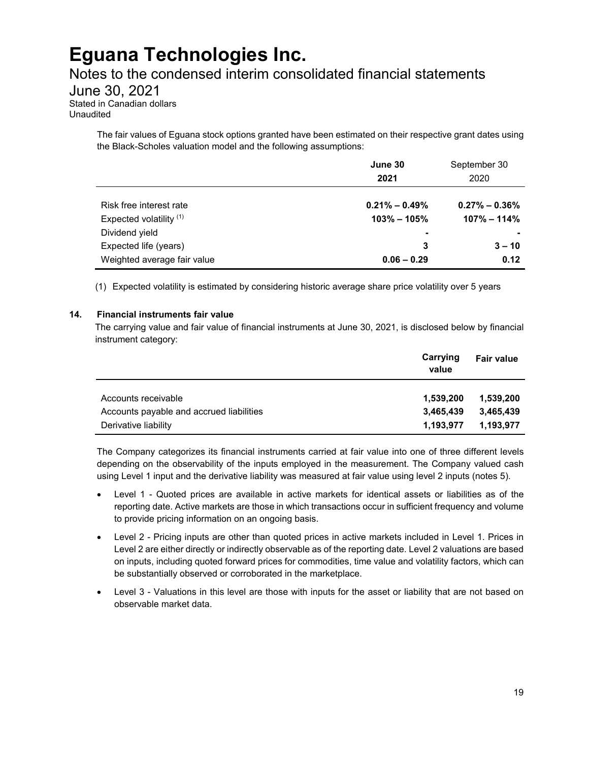# Eguana Technologies Inc.

## Notes to the condensed interim consolidated financial statements

## June 30, 2021

Stated in Canadian dollars
Unaudited

The fair values of Eguana stock options granted have been estimated on their respective grant dates using the Black-Scholes valuation model and the following assumptions:

| | **June 30 2021** | September 30 2020 |
|---|---|---|
| Risk free interest rate | **0.21% – 0.49%** | **0.27% – 0.36%** |
| Expected volatility [(1)] | **103% – 105%** | **107% – 114%** |
| Dividend yield | **-** | **-** |
| Expected life (years) | **3** | **3 – 10** |
| Weighted average fair value | **0.06 – 0.29** | **0.12** |

(1) Expected volatility is estimated by considering historic average share price volatility over 5 years

### 14. Financial instruments fair value

The carrying value and fair value of financial instruments at June 30, 2021, is disclosed below by financial instrument category:

| | **Carrying value** | **Fair value** |
|---|---|---|
| Accounts receivable | **1,539,200** | **1,539,200** |
| Accounts payable and accrued liabilities | **3,465,439** | **3,465,439** |
| Derivative liability | **1,193,977** | **1,193,977** |

The Company categorizes its financial instruments carried at fair value into one of three different levels depending on the observability of the inputs employed in the measurement. The Company valued cash using Level 1 input and the derivative liability was measured at fair value using level 2 inputs (notes 5).

- Level 1 - Quoted prices are available in active markets for identical assets or liabilities as of the reporting date. Active markets are those in which transactions occur in sufficient frequency and volume to provide pricing information on an ongoing basis.
- Level 2 - Pricing inputs are other than quoted prices in active markets included in Level 1. Prices in Level 2 are either directly or indirectly observable as of the reporting date. Level 2 valuations are based on inputs, including quoted forward prices for commodities, time value and volatility factors, which can be substantially observed or corroborated in the marketplace.
- Level 3 - Valuations in this level are those with inputs for the asset or liability that are not based on observable market data.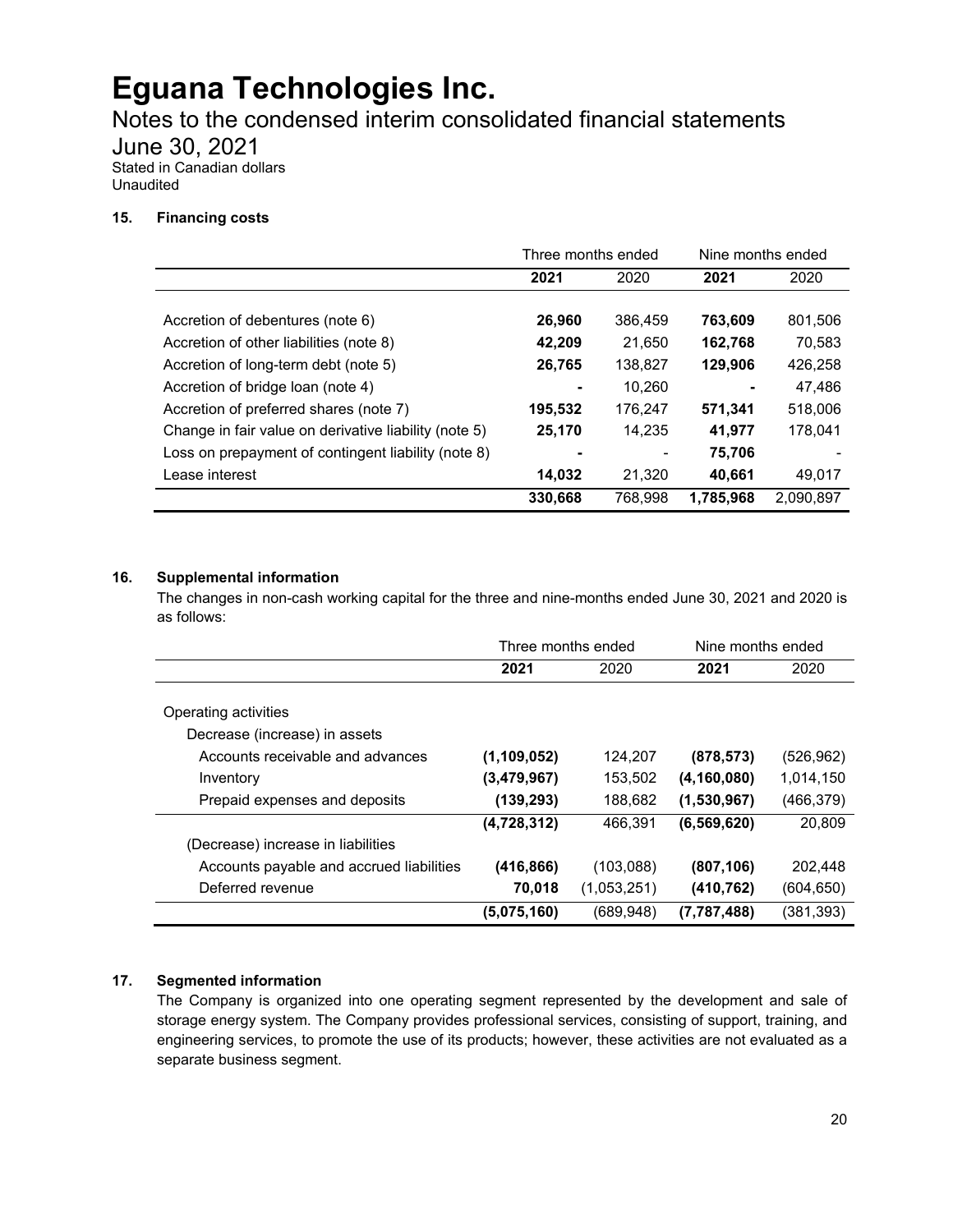# Eguana Technologies Inc.

Notes to the condensed interim consolidated financial statements

June 30, 2021

Stated in Canadian dollars

Unaudited

### 15. Financing costs

| | Three months ended | | Nine months ended | |
|---|---|---|---|---|
| | **2021** | 2020 | **2021** | 2020 |
| Accretion of debentures (note 6) | **26,960** | 386,459 | **763,609** | 801,506 |
| Accretion of other liabilities (note 8) | **42,209** | 21,650 | **162,768** | 70,583 |
| Accretion of long-term debt (note 5) | **26,765** | 138,827 | **129,906** | 426,258 |
| Accretion of bridge loan (note 4) | **-** | 10,260 | **-** | 47,486 |
| Accretion of preferred shares (note 7) | **195,532** | 176,247 | **571,341** | 518,006 |
| Change in fair value on derivative liability (note 5) | **25,170** | 14,235 | **41,977** | 178,041 |
| Loss on prepayment of contingent liability (note 8) | **-** | - | **75,706** | - |
| Lease interest | **14,032** | 21,320 | **40,661** | 49,017 |
| | **330,668** | 768,998 | **1,785,968** | 2,090,897 |

### 16. Supplemental information

The changes in non-cash working capital for the three and nine-months ended June 30, 2021 and 2020 is as follows:

| | Three months ended | | Nine months ended | |
|---|---|---|---|---|
| | **2021** | 2020 | **2021** | 2020 |
| Operating activities | | | | |
| Decrease (increase) in assets | | | | |
| Accounts receivable and advances | **(1,109,052)** | 124,207 | **(878,573)** | (526,962) |
| Inventory | **(3,479,967)** | 153,502 | **(4,160,080)** | 1,014,150 |
| Prepaid expenses and deposits | **(139,293)** | 188,682 | **(1,530,967)** | (466,379) |
| | **(4,728,312)** | 466,391 | **(6,569,620)** | 20,809 |
| (Decrease) increase in liabilities | | | | |
| Accounts payable and accrued liabilities | **(416,866)** | (103,088) | **(807,106)** | 202,448 |
| Deferred revenue | **70,018** | (1,053,251) | **(410,762)** | (604,650) |
| | **(5,075,160)** | (689,948) | **(7,787,488)** | (381,393) |

### 17. Segmented information

The Company is organized into one operating segment represented by the development and sale of storage energy system. The Company provides professional services, consisting of support, training, and engineering services, to promote the use of its products; however, these activities are not evaluated as a separate business segment.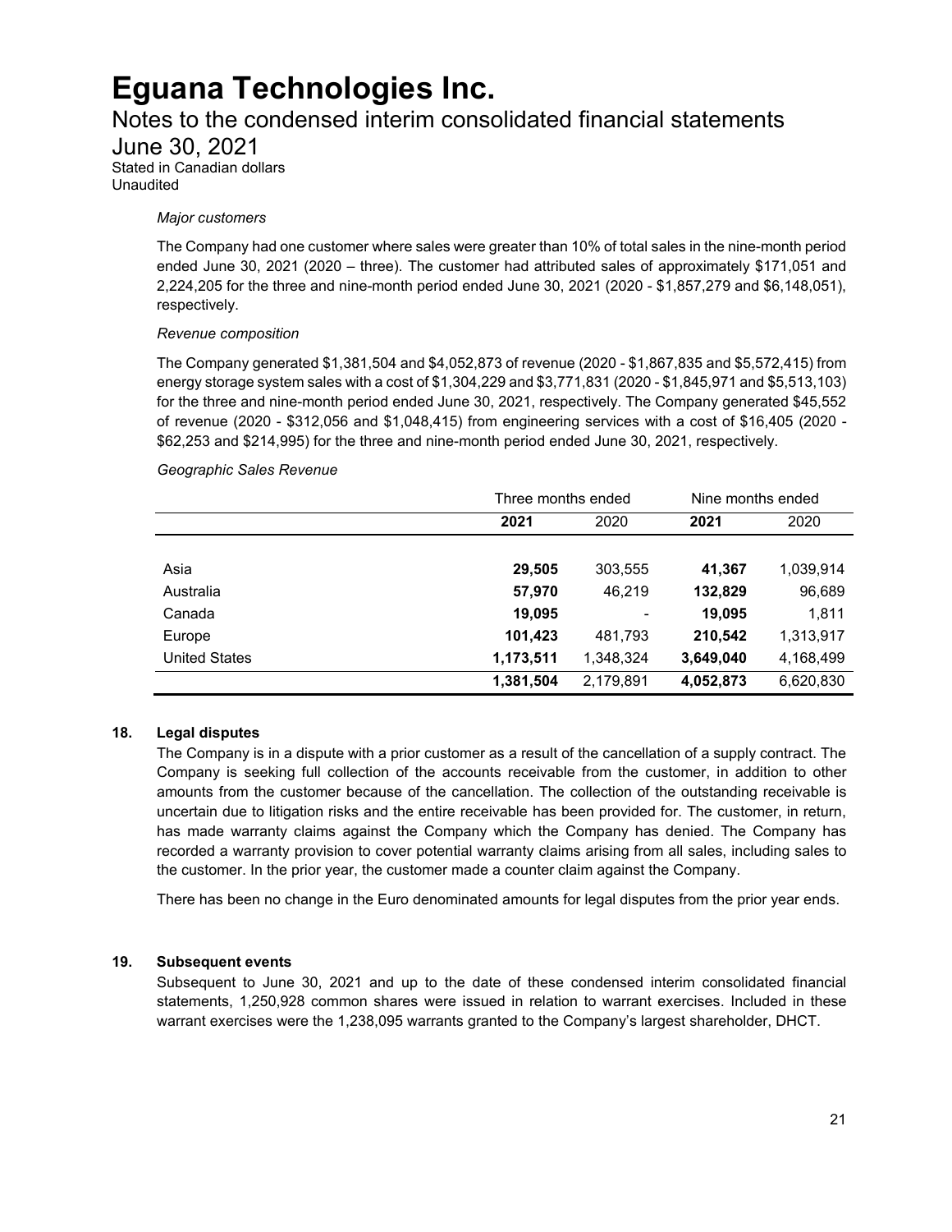# Eguana Technologies Inc.

Notes to the condensed interim consolidated financial statements
June 30, 2021
Stated in Canadian dollars
Unaudited

*Major customers*

The Company had one customer where sales were greater than 10% of total sales in the nine-month period ended June 30, 2021 (2020 – three). The customer had attributed sales of approximately $171,051 and 2,224,205 for the three and nine-month period ended June 30, 2021 (2020 - $1,857,279 and $6,148,051), respectively.

*Revenue composition*

The Company generated $1,381,504 and $4,052,873 of revenue (2020 - $1,867,835 and $5,572,415) from energy storage system sales with a cost of $1,304,229 and $3,771,831 (2020 - $1,845,971 and $5,513,103) for the three and nine-month period ended June 30, 2021, respectively. The Company generated $45,552 of revenue (2020 - $312,056 and $1,048,415) from engineering services with a cost of $16,405 (2020 - $62,253 and $214,995) for the three and nine-month period ended June 30, 2021, respectively.

*Geographic Sales Revenue*

| | Three months ended | | Nine months ended | |
|---|---|---|---|---|
| | **2021** | 2020 | **2021** | 2020 |
| Asia | **29,505** | 303,555 | **41,367** | 1,039,914 |
| Australia | **57,970** | 46,219 | **132,829** | 96,689 |
| Canada | **19,095** | - | **19,095** | 1,811 |
| Europe | **101,423** | 481,793 | **210,542** | 1,313,917 |
| United States | **1,173,511** | 1,348,324 | **3,649,040** | 4,168,499 |
| | **1,381,504** | 2,179,891 | **4,052,873** | 6,620,830 |

## 18. Legal disputes

The Company is in a dispute with a prior customer as a result of the cancellation of a supply contract. The Company is seeking full collection of the accounts receivable from the customer, in addition to other amounts from the customer because of the cancellation. The collection of the outstanding receivable is uncertain due to litigation risks and the entire receivable has been provided for. The customer, in return, has made warranty claims against the Company which the Company has denied. The Company has recorded a warranty provision to cover potential warranty claims arising from all sales, including sales to the customer. In the prior year, the customer made a counter claim against the Company.

There has been no change in the Euro denominated amounts for legal disputes from the prior year ends.

## 19. Subsequent events

Subsequent to June 30, 2021 and up to the date of these condensed interim consolidated financial statements, 1,250,928 common shares were issued in relation to warrant exercises. Included in these warrant exercises were the 1,238,095 warrants granted to the Company's largest shareholder, DHCT.